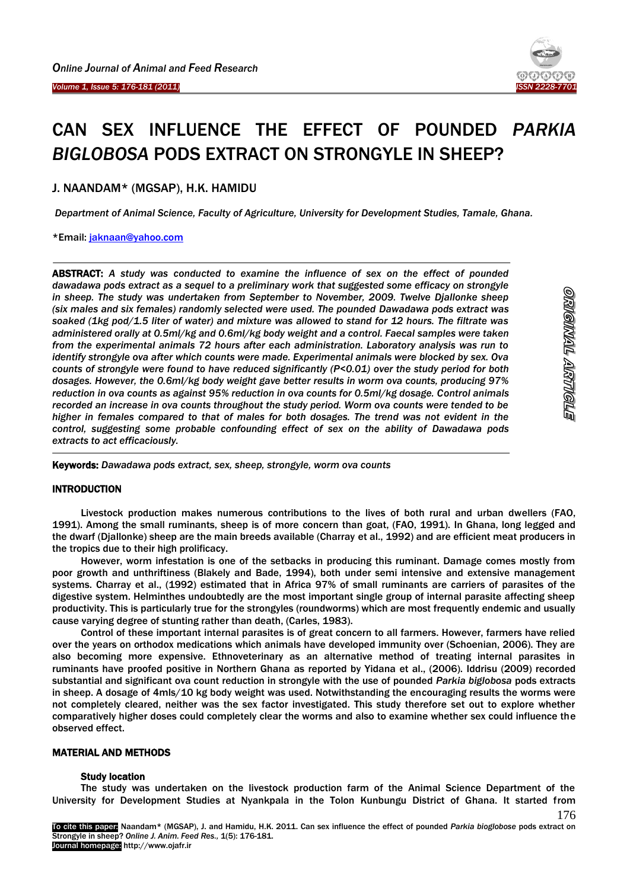# CAN SEX INFLUENCE THE EFFECT OF POUNDED *PARKIA BIGLOBOSA* PODS EXTRACT ON STRONGYLE IN SHEEP?

J. NAANDAM* (MGSAP), H.K. HAMIDU

*Department of Animal Science, Faculty of Agriculture, University for Development Studies, Tamale, Ghana.*

*Email: jaknaan@yahoo.com

**ABSTRACT:** *A study was conducted to examine the influence of sex on the effect of pounded dawadawa pods extract as a sequel to a preliminary work that suggested some efficacy on strongyle in sheep. The study was undertaken from September to November, 2009. Twelve Djallonke sheep (six males and six females) randomly selected were used. The pounded Dawadawa pods extract was soaked (1kg pod/1.5 liter of water) and mixture was allowed to stand for 12 hours. The filtrate was administered orally at 0.5ml/kg and 0.6ml/kg body weight and a control. Faecal samples were taken from the experimental animals 72 hours after each administration. Laboratory analysis was run to identify strongyle ova after which counts were made. Experimental animals were blocked by sex. Ova counts of strongyle were found to have reduced significantly (P<0.01) over the study period for both dosages. However, the 0.6ml/kg body weight gave better results in worm ova counts, producing 97% reduction in ova counts as against 95% reduction in ova counts for 0.5ml/kg dosage. Control animals recorded an increase in ova counts throughout the study period. Worm ova counts were tended to be higher in females compared to that of males for both dosages. The trend was not evident in the control, suggesting some probable confounding effect of sex on the ability of Dawadawa pods extracts to act efficaciously.*

**Keywords:** *Dawadawa pods extract, sex, sheep, strongyle, worm ova counts*

## INTRODUCTION

Livestock production makes numerous contributions to the lives of both rural and urban dwellers (FAO, 1991). Among the small ruminants, sheep is of more concern than goat, (FAO, 1991). In Ghana, long legged and the dwarf (Djallonke) sheep are the main breeds available (Charray et al., 1992) and are efficient meat producers in the tropics due to their high prolificacy.

However, worm infestation is one of the setbacks in producing this ruminant. Damage comes mostly from poor growth and unthriftiness (Blakely and Bade, 1994), both under semi intensive and extensive management systems. Charray et al., (1992) estimated that in Africa 97% of small ruminants are carriers of parasites of the digestive system. Helminthes undoubtedly are the most important single group of internal parasite affecting sheep productivity. This is particularly true for the strongyles (roundworms) which are most frequently endemic and usually cause varying degree of stunting rather than death, (Carles, 1983).

Control of these important internal parasites is of great concern to all farmers. However, farmers have relied over the years on orthodox medications which animals have developed immunity over (Schoenian, 2006). They are also becoming more expensive. Ethnoveterinary as an alternative method of treating internal parasites in ruminants have proofed positive in Northern Ghana as reported by Yidana et al., (2006). Iddrisu (2009) recorded substantial and significant ova count reduction in strongyle with the use of pounded *Parkia biglobosa* pods extracts in sheep. A dosage of 4mls/10 kg body weight was used. Notwithstanding the encouraging results the worms were not completely cleared, neither was the sex factor investigated. This study therefore set out to explore whether comparatively higher doses could completely clear the worms and also to examine whether sex could influence the observed effect.

## MATERIAL AND METHODS

### Study location

The study was undertaken on the livestock production farm of the Animal Science Department of the University for Development Studies at Nyankpala in the Tolon Kunbungu District of Ghana. It started from

To cite this paper: Naandam* (MGSAP), J. and Hamidu, H.K. 2011. Can sex influence the effect of pounded *Parkia bioglobose* pods extract on Strongyle in sheep? *Online J. Anim. Feed Res.,* 1(5): 176-181.
Journal homepage: http://www.ojafr.ir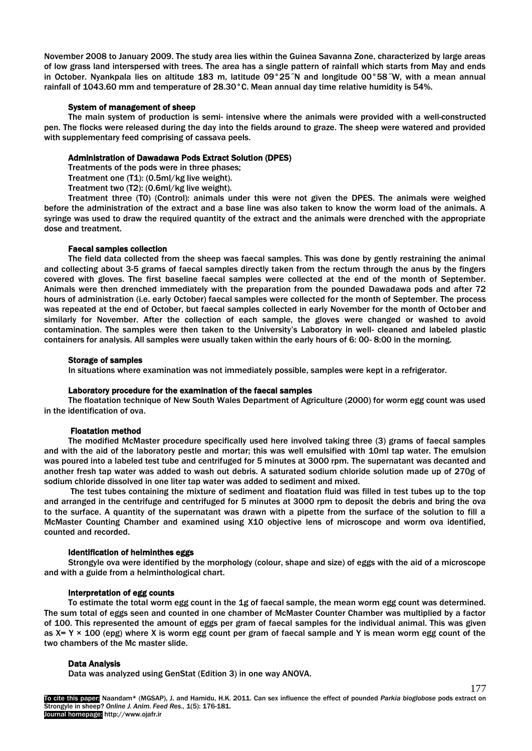November 2008 to January 2009. The study area lies within the Guinea Savanna Zone, characterized by large areas of low grass land interspersed with trees. The area has a single pattern of rainfall which starts from May and ends in October. Nyankpala lies on altitude 183 m, latitude 09°25˝N and longitude 00°58˝W, with a mean annual rainfall of 1043.60 mm and temperature of 28.30°C. Mean annual day time relative humidity is 54%.

### System of management of sheep

The main system of production is semi- intensive where the animals were provided with a well-constructed pen. The flocks were released during the day into the fields around to graze. The sheep were watered and provided with supplementary feed comprising of cassava peels.

### Administration of Dawadawa Pods Extract Solution (DPES)

Treatments of the pods were in three phases;

Treatment one (T1): (0.5ml/kg live weight).

Treatment two (T2): (0.6ml/kg live weight).

Treatment three (T0) (Control): animals under this were not given the DPES. The animals were weighed before the administration of the extract and a base line was also taken to know the worm load of the animals. A syringe was used to draw the required quantity of the extract and the animals were drenched with the appropriate dose and treatment.

### Faecal samples collection

The field data collected from the sheep was faecal samples. This was done by gently restraining the animal and collecting about 3-5 grams of faecal samples directly taken from the rectum through the anus by the fingers covered with gloves. The first baseline faecal samples were collected at the end of the month of September. Animals were then drenched immediately with the preparation from the pounded Dawadawa pods and after 72 hours of administration (i.e. early October) faecal samples were collected for the month of September. The process was repeated at the end of October, but faecal samples collected in early November for the month of October and similarly for November. After the collection of each sample, the gloves were changed or washed to avoid contamination. The samples were then taken to the University's Laboratory in well- cleaned and labeled plastic containers for analysis. All samples were usually taken within the early hours of 6: 00- 8:00 in the morning.

### Storage of samples

In situations where examination was not immediately possible, samples were kept in a refrigerator.

### Laboratory procedure for the examination of the faecal samples

The floatation technique of New South Wales Department of Agriculture (2000) for worm egg count was used in the identification of ova.

### Floatation method

The modified McMaster procedure specifically used here involved taking three (3) grams of faecal samples and with the aid of the laboratory pestle and mortar; this was well emulsified with 10ml tap water. The emulsion was poured into a labeled test tube and centrifuged for 5 minutes at 3000 rpm. The supernatant was decanted and another fresh tap water was added to wash out debris. A saturated sodium chloride solution made up of 270g of sodium chloride dissolved in one liter tap water was added to sediment and mixed.

The test tubes containing the mixture of sediment and floatation fluid was filled in test tubes up to the top and arranged in the centrifuge and centrifuged for 5 minutes at 3000 rpm to deposit the debris and bring the ova to the surface. A quantity of the supernatant was drawn with a pipette from the surface of the solution to fill a McMaster Counting Chamber and examined using X10 objective lens of microscope and worm ova identified, counted and recorded.

### Identification of helminthes eggs

Strongyle ova were identified by the morphology (colour, shape and size) of eggs with the aid of a microscope and with a guide from a helminthological chart.

### Interpretation of egg counts

To estimate the total worm egg count in the 1g of faecal sample, the mean worm egg count was determined. The sum total of eggs seen and counted in one chamber of McMaster Counter Chamber was multiplied by a factor of 100. This represented the amount of eggs per gram of faecal samples for the individual animal. This was given as $X = Y \times 100$ (epg) where X is worm egg count per gram of faecal sample and Y is mean worm egg count of the two chambers of the Mc master slide.

### Data Analysis

Data was analyzed using GenStat (Edition 3) in one way ANOVA.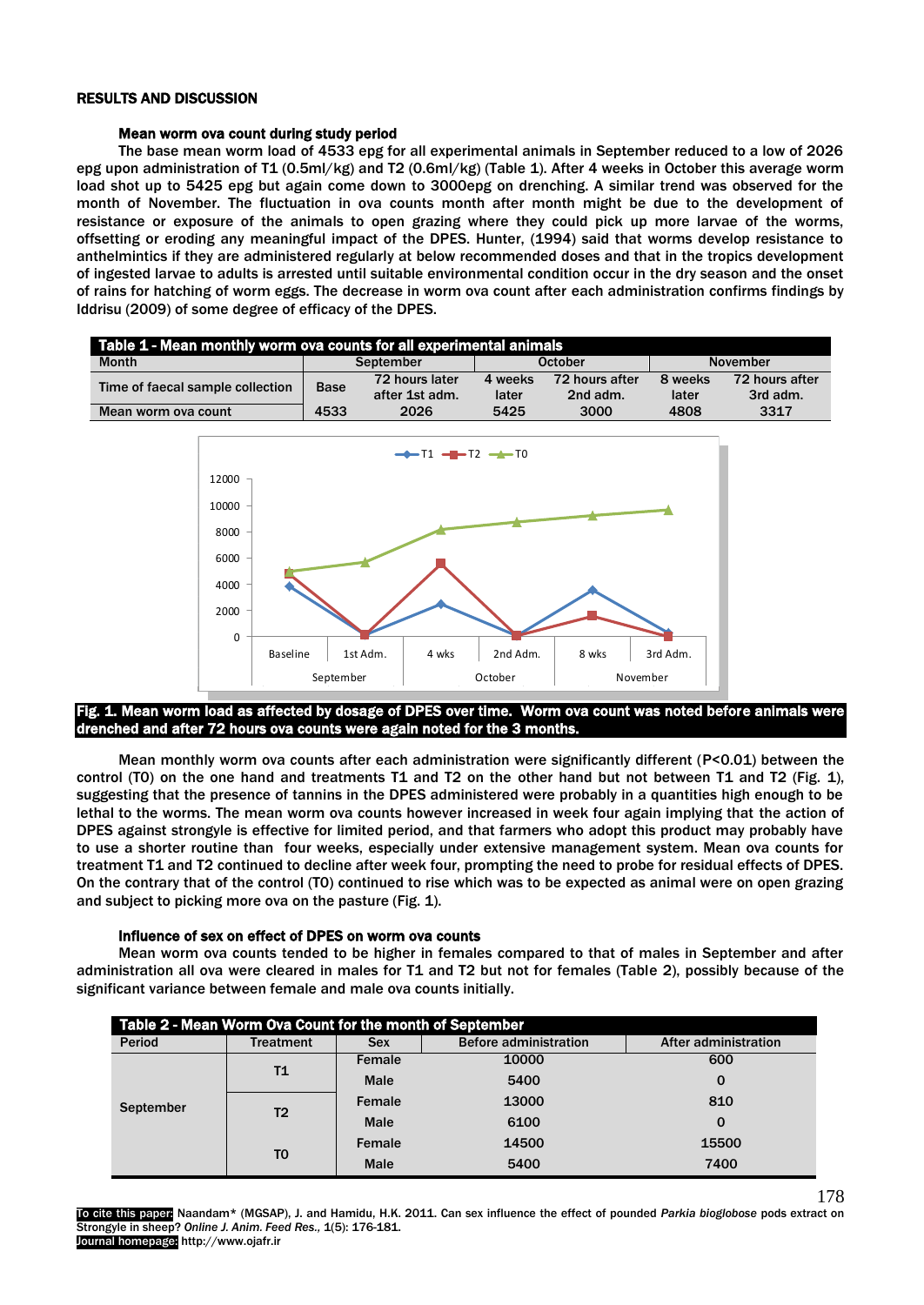## RESULTS AND DISCUSSION

### Mean worm ova count during study period

The base mean worm load of 4533 epg for all experimental animals in September reduced to a low of 2026 epg upon administration of T1 (0.5ml/kg) and T2 (0.6ml/kg) (Table 1). After 4 weeks in October this average worm load shot up to 5425 epg but again come down to 3000epg on drenching. A similar trend was observed for the month of November. The fluctuation in ova counts month after month might be due to the development of resistance or exposure of the animals to open grazing where they could pick up more larvae of the worms, offsetting or eroding any meaningful impact of the DPES. Hunter, (1994) said that worms develop resistance to anthelmintics if they are administered regularly at below recommended doses and that in the tropics development of ingested larvae to adults is arrested until suitable environmental condition occur in the dry season and the onset of rains for hatching of worm eggs. The decrease in worm ova count after each administration confirms findings by Iddrisu (2009) of some degree of efficacy of the DPES.

**Table 1 - Mean monthly worm ova counts for all experimental animals**

| Month | September | | October | | November | |
|---|---|---|---|---|---|---|
| Time of faecal sample collection | Base | 72 hours later after 1st adm. | 4 weeks later | 72 hours after 2nd adm. | 8 weeks later | 72 hours after 3rd adm. |
| Mean worm ova count | 4533 | 2026 | 5425 | 3000 | 4808 | 3317 |

**Fig. 1. Mean worm load as affected by dosage of DPES over time. Worm ova count was noted before animals were drenched and after 72 hours ova counts were again noted for the 3 months.**

Mean monthly worm ova counts after each administration were significantly different (P<0.01) between the control (T0) on the one hand and treatments T1 and T2 on the other hand but not between T1 and T2 (Fig. 1), suggesting that the presence of tannins in the DPES administered were probably in a quantities high enough to be lethal to the worms. The mean worm ova counts however increased in week four again implying that the action of DPES against strongyle is effective for limited period, and that farmers who adopt this product may probably have to use a shorter routine than four weeks, especially under extensive management system. Mean ova counts for treatment T1 and T2 continued to decline after week four, prompting the need to probe for residual effects of DPES. On the contrary that of the control (T0) continued to rise which was to be expected as animal were on open grazing and subject to picking more ova on the pasture (Fig. 1).

### Influence of sex on effect of DPES on worm ova counts

Mean worm ova counts tended to be higher in females compared to that of males in September and after administration all ova were cleared in males for T1 and T2 but not for females (Table 2), possibly because of the significant variance between female and male ova counts initially.

**Table 2 - Mean Worm Ova Count for the month of September**

| Period | Treatment | Sex | Before administration | After administration |
|---|---|---|---|---|
| September | T1 | Female | 10000 | 600 |
| | | Male | 5400 | 0 |
| | T2 | Female | 13000 | 810 |
| | | Male | 6100 | 0 |
| | T0 | Female | 14500 | 15500 |
| | | Male | 5400 | 7400 |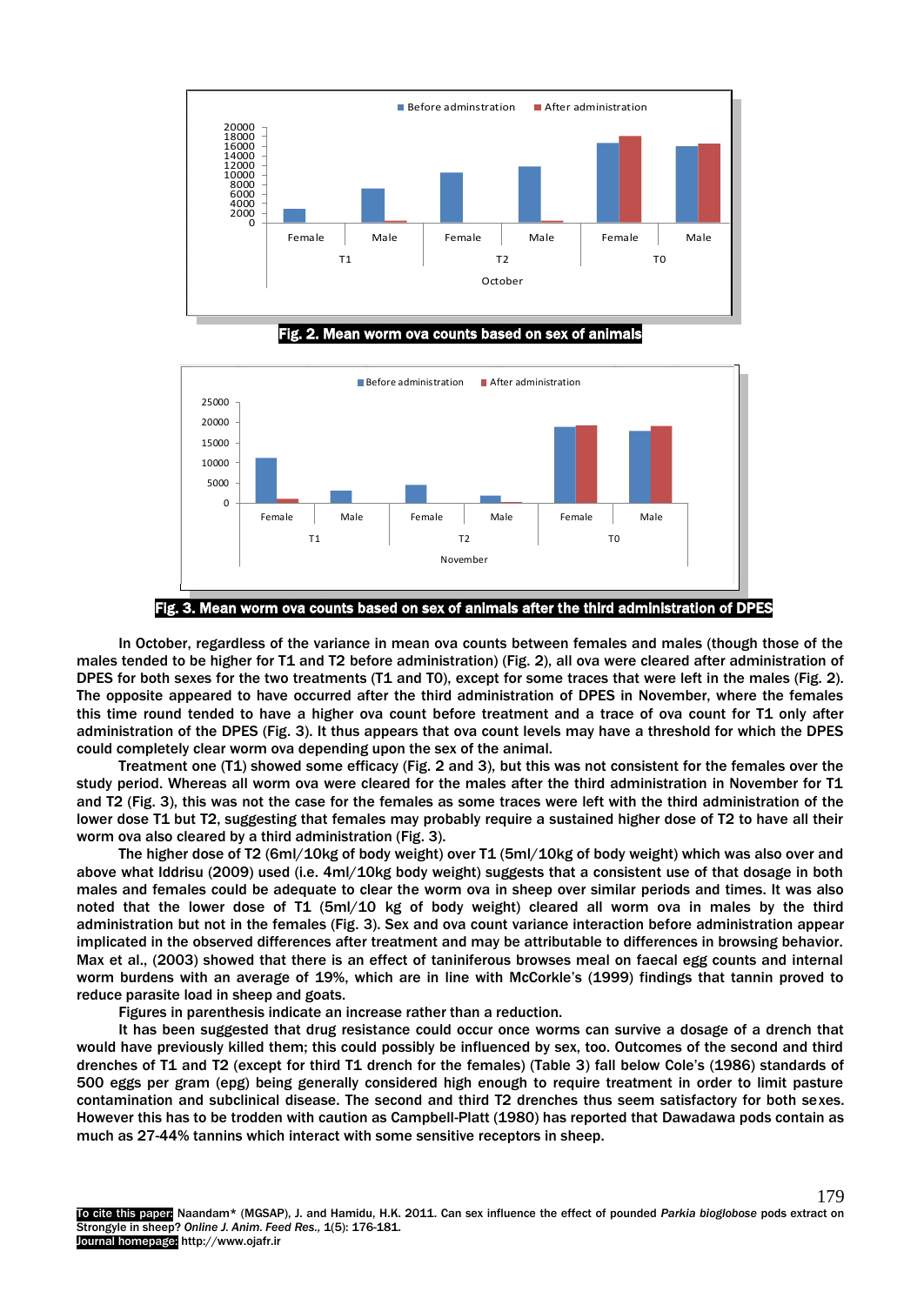Fig. 2. Mean worm ova counts based on sex of animals

Fig. 3. Mean worm ova counts based on sex of animals after the third administration of DPES

In October, regardless of the variance in mean ova counts between females and males (though those of the males tended to be higher for T1 and T2 before administration) (Fig. 2), all ova were cleared after administration of DPES for both sexes for the two treatments (T1 and T0), except for some traces that were left in the males (Fig. 2). The opposite appeared to have occurred after the third administration of DPES in November, where the females this time round tended to have a higher ova count before treatment and a trace of ova count for T1 only after administration of the DPES (Fig. 3). It thus appears that ova count levels may have a threshold for which the DPES could completely clear worm ova depending upon the sex of the animal.

Treatment one (T1) showed some efficacy (Fig. 2 and 3), but this was not consistent for the females over the study period. Whereas all worm ova were cleared for the males after the third administration in November for T1 and T2 (Fig. 3), this was not the case for the females as some traces were left with the third administration of the lower dose T1 but T2, suggesting that females may probably require a sustained higher dose of T2 to have all their worm ova also cleared by a third administration (Fig. 3).

The higher dose of T2 (6ml/10kg of body weight) over T1 (5ml/10kg of body weight) which was also over and above what Iddrisu (2009) used (i.e. 4ml/10kg body weight) suggests that a consistent use of that dosage in both males and females could be adequate to clear the worm ova in sheep over similar periods and times. It was also noted that the lower dose of T1 (5ml/10 kg of body weight) cleared all worm ova in males by the third administration but not in the females (Fig. 3). Sex and ova count variance interaction before administration appear implicated in the observed differences after treatment and may be attributable to differences in browsing behavior. Max et al., (2003) showed that there is an effect of taniniferous browses meal on faecal egg counts and internal worm burdens with an average of 19%, which are in line with McCorkle's (1999) findings that tannin proved to reduce parasite load in sheep and goats.

Figures in parenthesis indicate an increase rather than a reduction.

It has been suggested that drug resistance could occur once worms can survive a dosage of a drench that would have previously killed them; this could possibly be influenced by sex, too. Outcomes of the second and third drenches of T1 and T2 (except for third T1 drench for the females) (Table 3) fall below Cole's (1986) standards of 500 eggs per gram (epg) being generally considered high enough to require treatment in order to limit pasture contamination and subclinical disease. The second and third T2 drenches thus seem satisfactory for both sexes. However this has to be trodden with caution as Campbell-Platt (1980) has reported that Dawadawa pods contain as much as 27-44% tannins which interact with some sensitive receptors in sheep.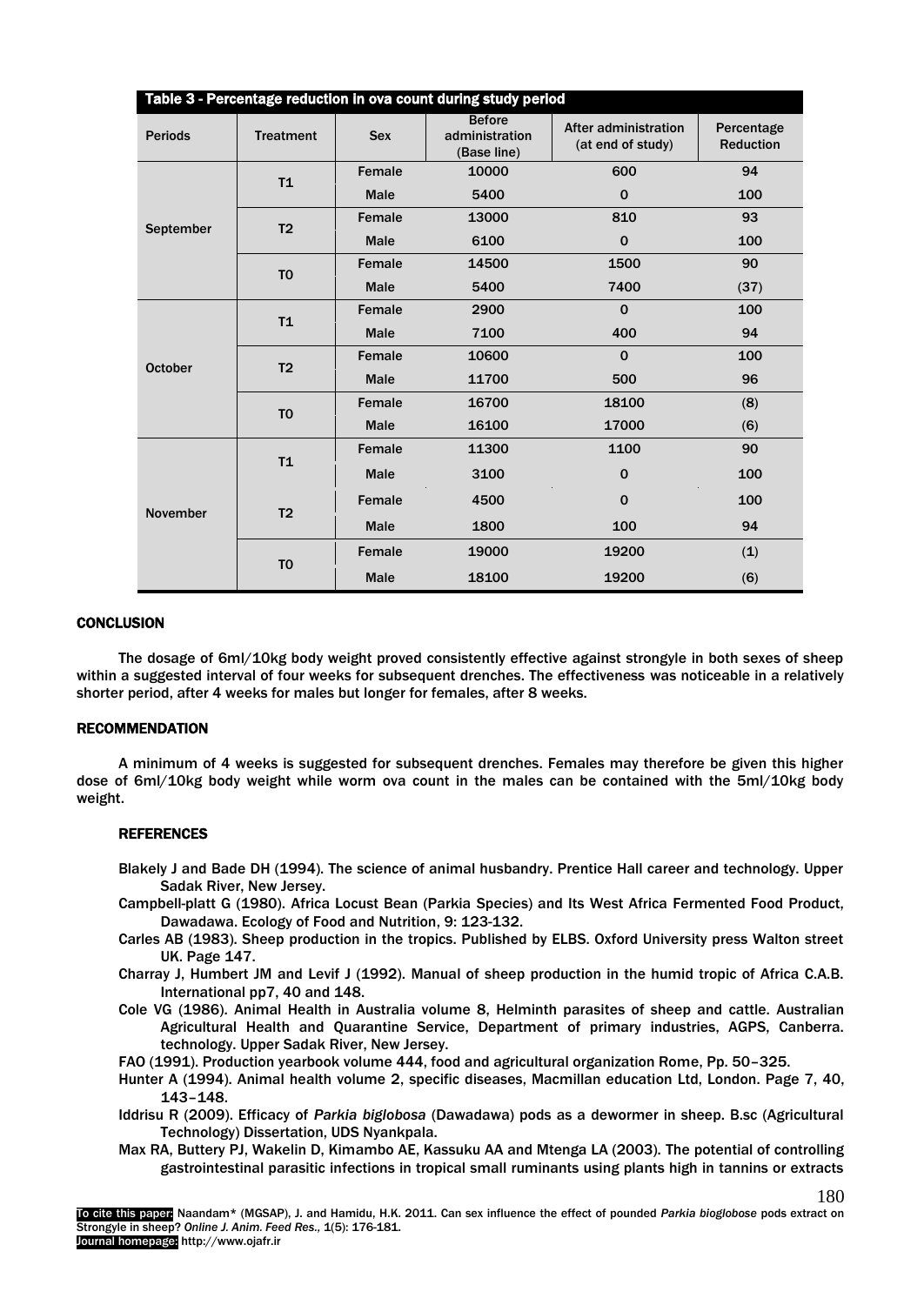Table 3 - Percentage reduction in ova count during study period

| Periods | Treatment | Sex | Before administration (Base line) | After administration (at end of study) | Percentage Reduction |
|---|---|---|---|---|---|
| September | T1 | Female | 10000 | 600 | 94 |
| | | Male | 5400 | 0 | 100 |
| | T2 | Female | 13000 | 810 | 93 |
| | | Male | 6100 | 0 | 100 |
| | T0 | Female | 14500 | 1500 | 90 |
| | | Male | 5400 | 7400 | (37) |
| October | T1 | Female | 2900 | 0 | 100 |
| | | Male | 7100 | 400 | 94 |
| | T2 | Female | 10600 | 0 | 100 |
| | | Male | 11700 | 500 | 96 |
| | T0 | Female | 16700 | 18100 | (8) |
| | | Male | 16100 | 17000 | (6) |
| November | T1 | Female | 11300 | 1100 | 90 |
| | | Male | 3100 | 0 | 100 |
| | T2 | Female | 4500 | 0 | 100 |
| | | Male | 1800 | 100 | 94 |
| | T0 | Female | 19000 | 19200 | (1) |
| | | Male | 18100 | 19200 | (6) |

## CONCLUSION

The dosage of 6ml/10kg body weight proved consistently effective against strongyle in both sexes of sheep within a suggested interval of four weeks for subsequent drenches. The effectiveness was noticeable in a relatively shorter period, after 4 weeks for males but longer for females, after 8 weeks.

## RECOMMENDATION

A minimum of 4 weeks is suggested for subsequent drenches. Females may therefore be given this higher dose of 6ml/10kg body weight while worm ova count in the males can be contained with the 5ml/10kg body weight.

## REFERENCES

Blakely J and Bade DH (1994). The science of animal husbandry. Prentice Hall career and technology. Upper Sadak River, New Jersey.

Campbell-platt G (1980). Africa Locust Bean (Parkia Species) and Its West Africa Fermented Food Product, Dawadawa. Ecology of Food and Nutrition, 9: 123-132.

Carles AB (1983). Sheep production in the tropics. Published by ELBS. Oxford University press Walton street UK. Page 147.

Charray J, Humbert JM and Levif J (1992). Manual of sheep production in the humid tropic of Africa C.A.B. International pp7, 40 and 148.

Cole VG (1986). Animal Health in Australia volume 8, Helminth parasites of sheep and cattle. Australian Agricultural Health and Quarantine Service, Department of primary industries, AGPS, Canberra. technology. Upper Sadak River, New Jersey.

FAO (1991). Production yearbook volume 444, food and agricultural organization Rome, Pp. 50–325.

Hunter A (1994). Animal health volume 2, specific diseases, Macmillan education Ltd, London. Page 7, 40, 143–148.

Iddrisu R (2009). Efficacy of *Parkia biglobosa* (Dawadawa) pods as a dewormer in sheep. B.sc (Agricultural Technology) Dissertation, UDS Nyankpala.

Max RA, Buttery PJ, Wakelin D, Kimambo AE, Kassuku AA and Mtenga LA (2003). The potential of controlling gastrointestinal parasitic infections in tropical small ruminants using plants high in tannins or extracts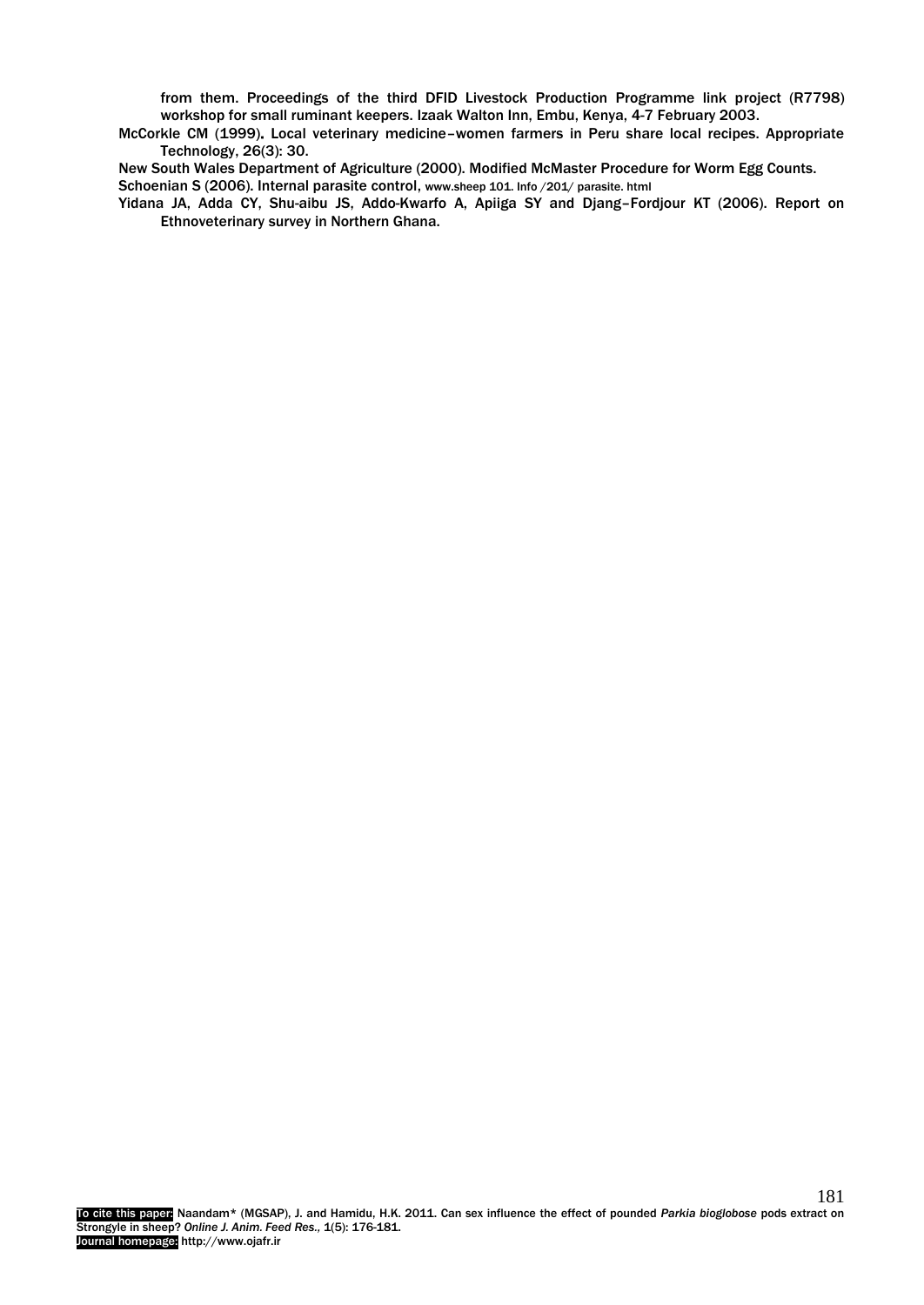from them. Proceedings of the third DFID Livestock Production Programme link project (R7798) workshop for small ruminant keepers. Izaak Walton Inn, Embu, Kenya, 4-7 February 2003.

McCorkle CM (1999). Local veterinary medicine–women farmers in Peru share local recipes. Appropriate Technology, 26(3): 30.

New South Wales Department of Agriculture (2000). Modified McMaster Procedure for Worm Egg Counts.

Schoenian S (2006). Internal parasite control, www.sheep 101. Info /201/ parasite. html

Yidana JA, Adda CY, Shu-aibu JS, Addo-Kwarfo A, Apiiga SY and Djang–Fordjour KT (2006). Report on Ethnoveterinary survey in Northern Ghana.